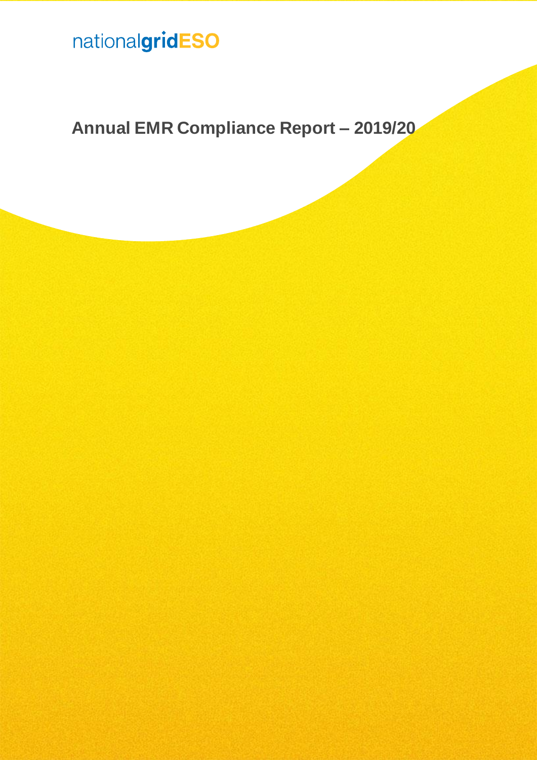nationalgridESO

# Annual EMR Compliance Report – 2019/20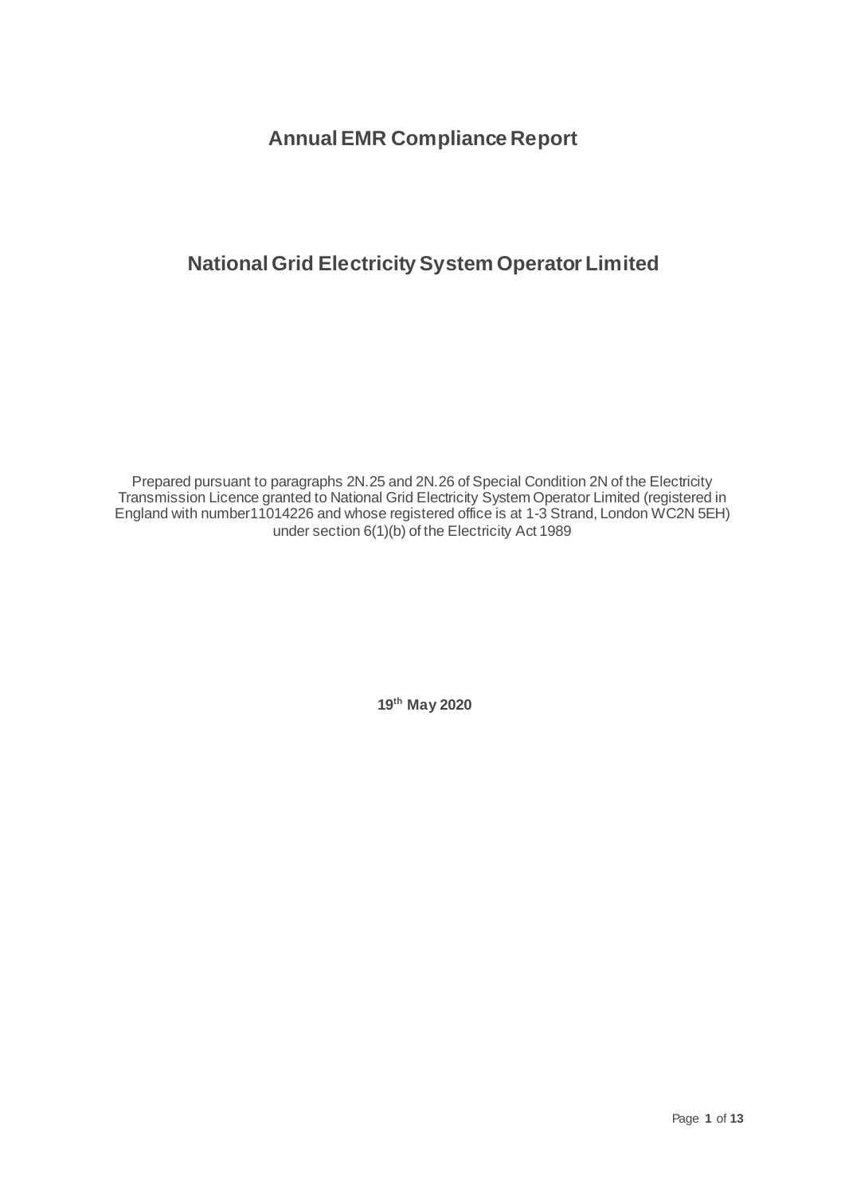# Annual EMR Compliance Report

# National Grid Electricity System Operator Limited

Prepared pursuant to paragraphs 2N.25 and 2N.26 of Special Condition 2N of the Electricity Transmission Licence granted to National Grid Electricity System Operator Limited (registered in England with number11014226 and whose registered office is at 1-3 Strand, London WC2N 5EH) under section 6(1)(b) of the Electricity Act 1989

**19th May 2020**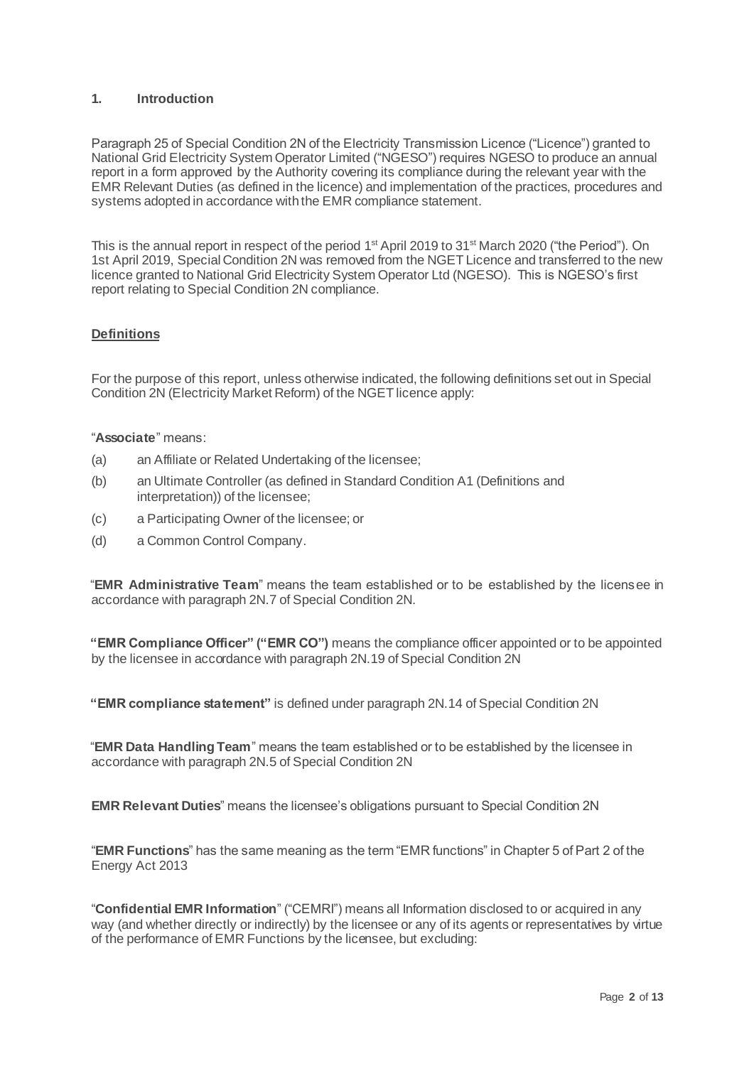## 1. Introduction

Paragraph 25 of Special Condition 2N of the Electricity Transmission Licence ("Licence") granted to National Grid Electricity System Operator Limited ("NGESO") requires NGESO to produce an annual report in a form approved by the Authority covering its compliance during the relevant year with the EMR Relevant Duties (as defined in the licence) and implementation of the practices, procedures and systems adopted in accordance with the EMR compliance statement.

This is the annual report in respect of the period 1st April 2019 to 31st March 2020 ("the Period"). On 1st April 2019, Special Condition 2N was removed from the NGET Licence and transferred to the new licence granted to National Grid Electricity System Operator Ltd (NGESO). This is NGESO's first report relating to Special Condition 2N compliance.

### Definitions

For the purpose of this report, unless otherwise indicated, the following definitions set out in Special Condition 2N (Electricity Market Reform) of the NGET licence apply:

"**Associate**" means:

(a) an Affiliate or Related Undertaking of the licensee;

(b) an Ultimate Controller (as defined in Standard Condition A1 (Definitions and interpretation)) of the licensee;

(c) a Participating Owner of the licensee; or

(d) a Common Control Company.

"**EMR Administrative Team**" means the team established or to be established by the licensee in accordance with paragraph 2N.7 of Special Condition 2N.

**"EMR Compliance Officer" ("EMR CO")** means the compliance officer appointed or to be appointed by the licensee in accordance with paragraph 2N.19 of Special Condition 2N

**"EMR compliance statement"** is defined under paragraph 2N.14 of Special Condition 2N

"**EMR Data Handling Team**" means the team established or to be established by the licensee in accordance with paragraph 2N.5 of Special Condition 2N

**EMR Relevant Duties**" means the licensee's obligations pursuant to Special Condition 2N

"**EMR Functions**" has the same meaning as the term "EMR functions" in Chapter 5 of Part 2 of the Energy Act 2013

"**Confidential EMR Information**" ("CEMRI") means all Information disclosed to or acquired in any way (and whether directly or indirectly) by the licensee or any of its agents or representatives by virtue of the performance of EMR Functions by the licensee, but excluding: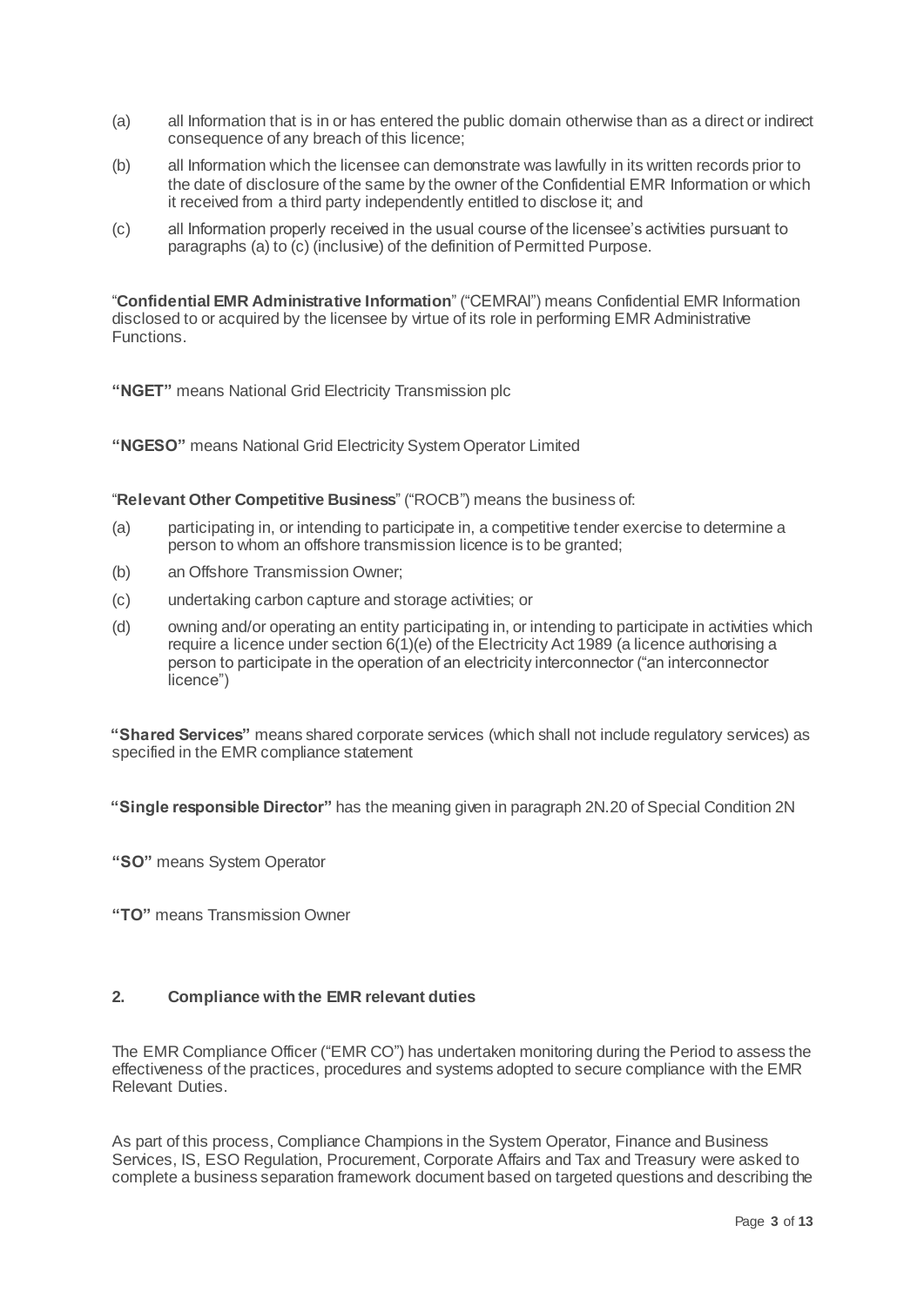(a) all Information that is in or has entered the public domain otherwise than as a direct or indirect consequence of any breach of this licence;

(b) all Information which the licensee can demonstrate was lawfully in its written records prior to the date of disclosure of the same by the owner of the Confidential EMR Information or which it received from a third party independently entitled to disclose it; and

(c) all Information properly received in the usual course of the licensee's activities pursuant to paragraphs (a) to (c) (inclusive) of the definition of Permitted Purpose.

"**Confidential EMR Administrative Information**" ("CEMRAI") means Confidential EMR Information disclosed to or acquired by the licensee by virtue of its role in performing EMR Administrative Functions.

**"NGET"** means National Grid Electricity Transmission plc

**"NGESO"** means National Grid Electricity System Operator Limited

"**Relevant Other Competitive Business**" ("ROCB") means the business of:

(a) participating in, or intending to participate in, a competitive tender exercise to determine a person to whom an offshore transmission licence is to be granted;

(b) an Offshore Transmission Owner;

(c) undertaking carbon capture and storage activities; or

(d) owning and/or operating an entity participating in, or intending to participate in activities which require a licence under section 6(1)(e) of the Electricity Act 1989 (a licence authorising a person to participate in the operation of an electricity interconnector ("an interconnector licence")

**"Shared Services"** means shared corporate services (which shall not include regulatory services) as specified in the EMR compliance statement

**"Single responsible Director"** has the meaning given in paragraph 2N.20 of Special Condition 2N

**"SO"** means System Operator

**"TO"** means Transmission Owner

## 2. Compliance with the EMR relevant duties

The EMR Compliance Officer ("EMR CO") has undertaken monitoring during the Period to assess the effectiveness of the practices, procedures and systems adopted to secure compliance with the EMR Relevant Duties.

As part of this process, Compliance Champions in the System Operator, Finance and Business Services, IS, ESO Regulation, Procurement, Corporate Affairs and Tax and Treasury were asked to complete a business separation framework document based on targeted questions and describing the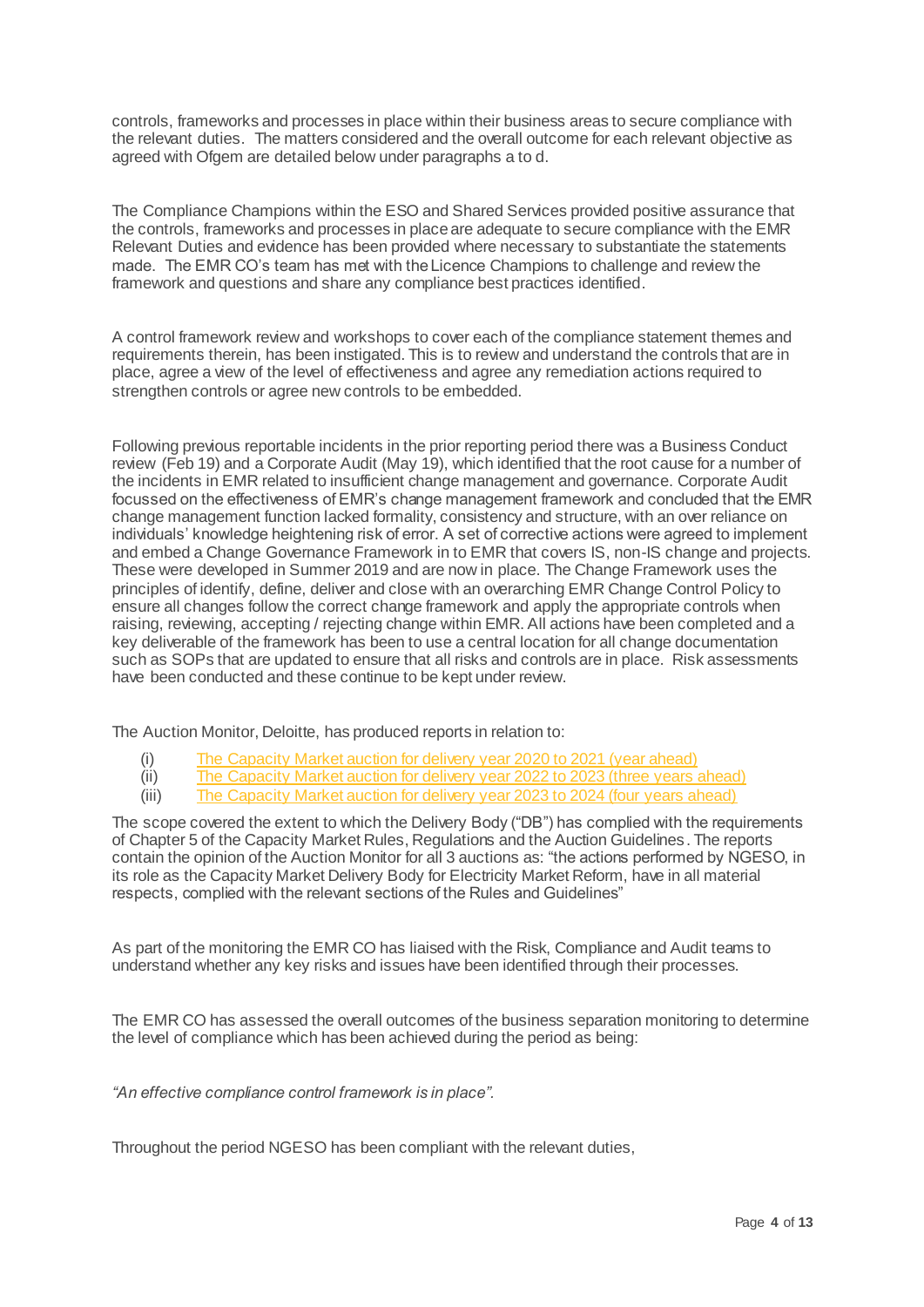controls, frameworks and processes in place within their business areas to secure compliance with the relevant duties. The matters considered and the overall outcome for each relevant objective as agreed with Ofgem are detailed below under paragraphs a to d.

The Compliance Champions within the ESO and Shared Services provided positive assurance that the controls, frameworks and processes in place are adequate to secure compliance with the EMR Relevant Duties and evidence has been provided where necessary to substantiate the statements made. The EMR CO's team has met with the Licence Champions to challenge and review the framework and questions and share any compliance best practices identified.

A control framework review and workshops to cover each of the compliance statement themes and requirements therein, has been instigated. This is to review and understand the controls that are in place, agree a view of the level of effectiveness and agree any remediation actions required to strengthen controls or agree new controls to be embedded.

Following previous reportable incidents in the prior reporting period there was a Business Conduct review (Feb 19) and a Corporate Audit (May 19), which identified that the root cause for a number of the incidents in EMR related to insufficient change management and governance. Corporate Audit focussed on the effectiveness of EMR's change management framework and concluded that the EMR change management function lacked formality, consistency and structure, with an over reliance on individuals' knowledge heightening risk of error. A set of corrective actions were agreed to implement and embed a Change Governance Framework in to EMR that covers IS, non-IS change and projects. These were developed in Summer 2019 and are now in place. The Change Framework uses the principles of identify, define, deliver and close with an overarching EMR Change Control Policy to ensure all changes follow the correct change framework and apply the appropriate controls when raising, reviewing, accepting / rejecting change within EMR. All actions have been completed and a key deliverable of the framework has been to use a central location for all change documentation such as SOPs that are updated to ensure that all risks and controls are in place. Risk assessments have been conducted and these continue to be kept under review.

The Auction Monitor, Deloitte, has produced reports in relation to:

(i) The Capacity Market auction for delivery year 2020 to 2021 (year ahead)
(ii) The Capacity Market auction for delivery year 2022 to 2023 (three years ahead)
(iii) The Capacity Market auction for delivery year 2023 to 2024 (four years ahead)

The scope covered the extent to which the Delivery Body ("DB") has complied with the requirements of Chapter 5 of the Capacity Market Rules, Regulations and the Auction Guidelines. The reports contain the opinion of the Auction Monitor for all 3 auctions as: "the actions performed by NGESO, in its role as the Capacity Market Delivery Body for Electricity Market Reform, have in all material respects, complied with the relevant sections of the Rules and Guidelines"

As part of the monitoring the EMR CO has liaised with the Risk, Compliance and Audit teams to understand whether any key risks and issues have been identified through their processes.

The EMR CO has assessed the overall outcomes of the business separation monitoring to determine the level of compliance which has been achieved during the period as being:

*"An effective compliance control framework is in place".*

Throughout the period NGESO has been compliant with the relevant duties,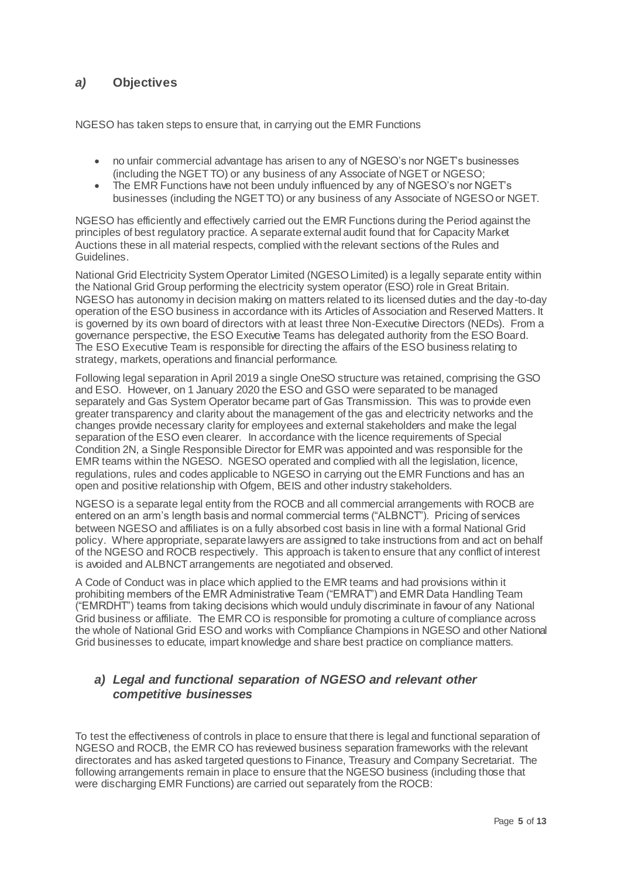## *a)* **Objectives**

NGESO has taken steps to ensure that, in carrying out the EMR Functions

- no unfair commercial advantage has arisen to any of NGESO's nor NGET's businesses (including the NGET TO) or any business of any Associate of NGET or NGESO;
- The EMR Functions have not been unduly influenced by any of NGESO's nor NGET's businesses (including the NGET TO) or any business of any Associate of NGESO or NGET.

NGESO has efficiently and effectively carried out the EMR Functions during the Period against the principles of best regulatory practice. A separate external audit found that for Capacity Market Auctions these in all material respects, complied with the relevant sections of the Rules and Guidelines.

National Grid Electricity System Operator Limited (NGESO Limited) is a legally separate entity within the National Grid Group performing the electricity system operator (ESO) role in Great Britain. NGESO has autonomy in decision making on matters related to its licensed duties and the day-to-day operation of the ESO business in accordance with its Articles of Association and Reserved Matters. It is governed by its own board of directors with at least three Non-Executive Directors (NEDs). From a governance perspective, the ESO Executive Teams has delegated authority from the ESO Board. The ESO Executive Team is responsible for directing the affairs of the ESO business relating to strategy, markets, operations and financial performance.

Following legal separation in April 2019 a single OneSO structure was retained, comprising the GSO and ESO. However, on 1 January 2020 the ESO and GSO were separated to be managed separately and Gas System Operator became part of Gas Transmission. This was to provide even greater transparency and clarity about the management of the gas and electricity networks and the changes provide necessary clarity for employees and external stakeholders and make the legal separation of the ESO even clearer. In accordance with the licence requirements of Special Condition 2N, a Single Responsible Director for EMR was appointed and was responsible for the EMR teams within the NGESO. NGESO operated and complied with all the legislation, licence, regulations, rules and codes applicable to NGESO in carrying out the EMR Functions and has an open and positive relationship with Ofgem, BEIS and other industry stakeholders.

NGESO is a separate legal entity from the ROCB and all commercial arrangements with ROCB are entered on an arm's length basis and normal commercial terms ("ALBNCT"). Pricing of services between NGESO and affiliates is on a fully absorbed cost basis in line with a formal National Grid policy. Where appropriate, separate lawyers are assigned to take instructions from and act on behalf of the NGESO and ROCB respectively. This approach is taken to ensure that any conflict of interest is avoided and ALBNCT arrangements are negotiated and observed.

A Code of Conduct was in place which applied to the EMR teams and had provisions within it prohibiting members of the EMR Administrative Team ("EMRAT") and EMR Data Handling Team ("EMRDHT") teams from taking decisions which would unduly discriminate in favour of any National Grid business or affiliate. The EMR CO is responsible for promoting a culture of compliance across the whole of National Grid ESO and works with Compliance Champions in NGESO and other National Grid businesses to educate, impart knowledge and share best practice on compliance matters.

## *a) Legal and functional separation of NGESO and relevant other competitive businesses*

To test the effectiveness of controls in place to ensure that there is legal and functional separation of NGESO and ROCB, the EMR CO has reviewed business separation frameworks with the relevant directorates and has asked targeted questions to Finance, Treasury and Company Secretariat. The following arrangements remain in place to ensure that the NGESO business (including those that were discharging EMR Functions) are carried out separately from the ROCB: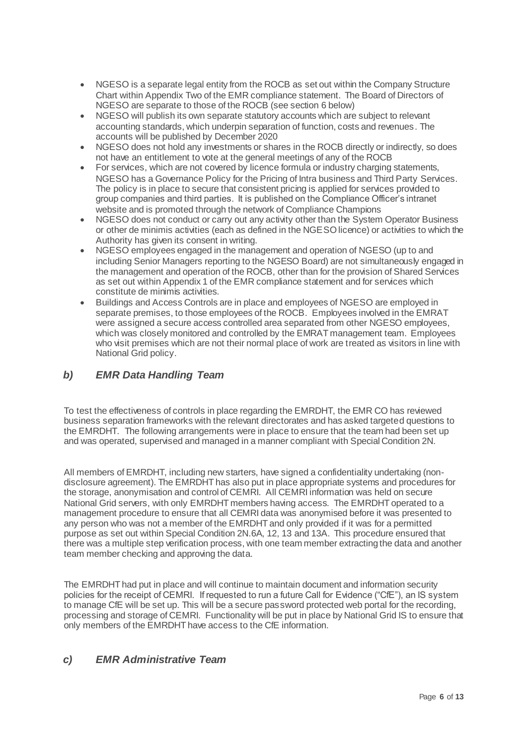- NGESO is a separate legal entity from the ROCB as set out within the Company Structure Chart within Appendix Two of the EMR compliance statement. The Board of Directors of NGESO are separate to those of the ROCB (see section 6 below)
- NGESO will publish its own separate statutory accounts which are subject to relevant accounting standards, which underpin separation of function, costs and revenues. The accounts will be published by December 2020
- NGESO does not hold any investments or shares in the ROCB directly or indirectly, so does not have an entitlement to vote at the general meetings of any of the ROCB
- For services, which are not covered by licence formula or industry charging statements, NGESO has a Governance Policy for the Pricing of Intra business and Third Party Services. The policy is in place to secure that consistent pricing is applied for services provided to group companies and third parties. It is published on the Compliance Officer's intranet website and is promoted through the network of Compliance Champions
- NGESO does not conduct or carry out any activity other than the System Operator Business or other de minimis activities (each as defined in the NGESO licence) or activities to which the Authority has given its consent in writing.
- NGESO employees engaged in the management and operation of NGESO (up to and including Senior Managers reporting to the NGESO Board) are not simultaneously engaged in the management and operation of the ROCB, other than for the provision of Shared Services as set out within Appendix 1 of the EMR compliance statement and for services which constitute de minimis activities.
- Buildings and Access Controls are in place and employees of NGESO are employed in separate premises, to those employees of the ROCB. Employees involved in the EMRAT were assigned a secure access controlled area separated from other NGESO employees, which was closely monitored and controlled by the EMRAT management team. Employees who visit premises which are not their normal place of work are treated as visitors in line with National Grid policy.

## *b) EMR Data Handling Team*

To test the effectiveness of controls in place regarding the EMRDHT, the EMR CO has reviewed business separation frameworks with the relevant directorates and has asked targeted questions to the EMRDHT. The following arrangements were in place to ensure that the team had been set up and was operated, supervised and managed in a manner compliant with Special Condition 2N.

All members of EMRDHT, including new starters, have signed a confidentiality undertaking (non-disclosure agreement). The EMRDHT has also put in place appropriate systems and procedures for the storage, anonymisation and control of CEMRI. All CEMRI information was held on secure National Grid servers, with only EMRDHT members having access. The EMRDHT operated to a management procedure to ensure that all CEMRI data was anonymised before it was presented to any person who was not a member of the EMRDHT and only provided if it was for a permitted purpose as set out within Special Condition 2N.6A, 12, 13 and 13A. This procedure ensured that there was a multiple step verification process, with one team member extracting the data and another team member checking and approving the data.

The EMRDHT had put in place and will continue to maintain document and information security policies for the receipt of CEMRI. If requested to run a future Call for Evidence ("CfE"), an IS system to manage CfE will be set up. This will be a secure password protected web portal for the recording, processing and storage of CEMRI. Functionality will be put in place by National Grid IS to ensure that only members of the EMRDHT have access to the CfE information.

## *c) EMR Administrative Team*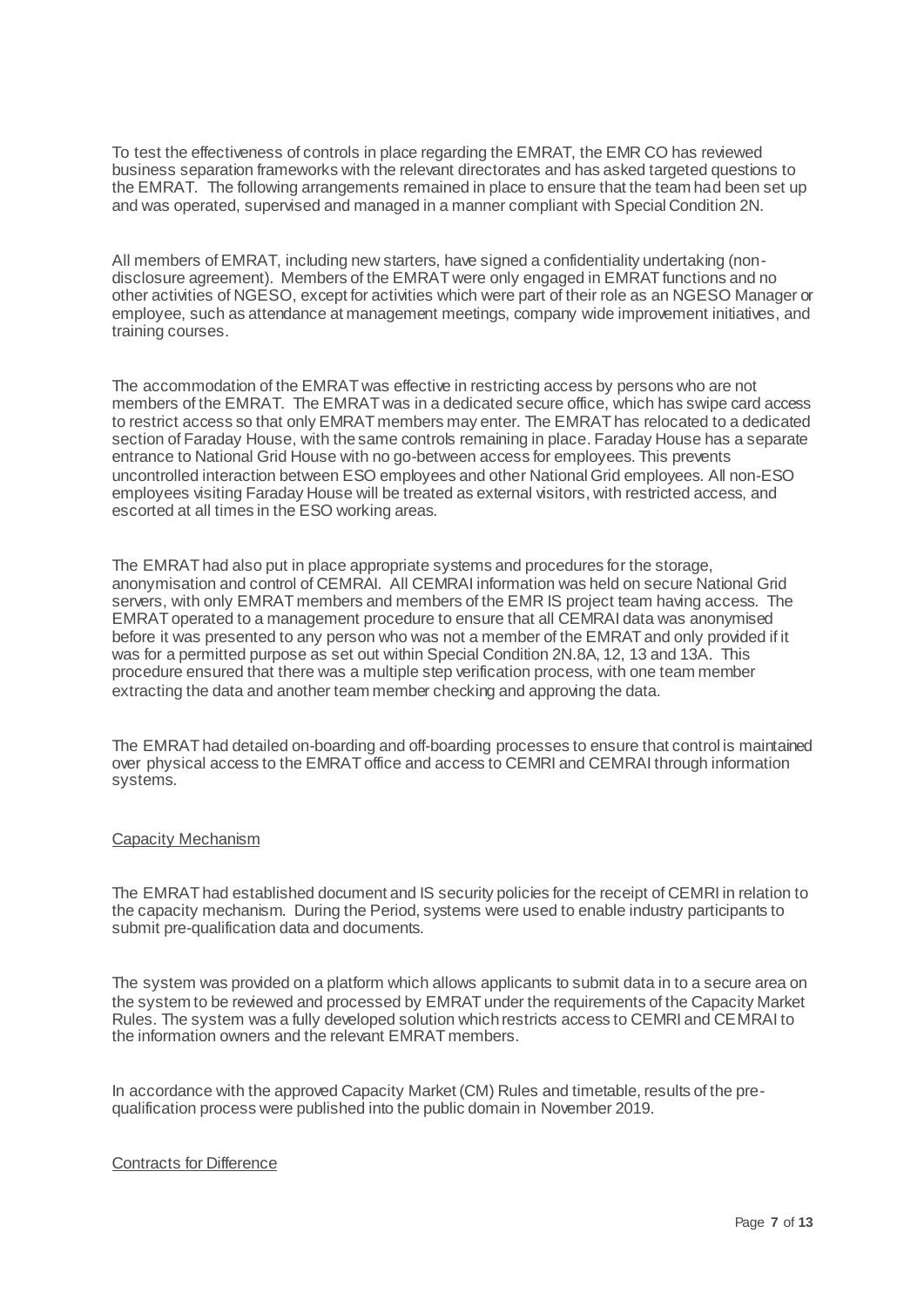To test the effectiveness of controls in place regarding the EMRAT, the EMR CO has reviewed business separation frameworks with the relevant directorates and has asked targeted questions to the EMRAT. The following arrangements remained in place to ensure that the team had been set up and was operated, supervised and managed in a manner compliant with Special Condition 2N.

All members of EMRAT, including new starters, have signed a confidentiality undertaking (non-disclosure agreement). Members of the EMRAT were only engaged in EMRAT functions and no other activities of NGESO, except for activities which were part of their role as an NGESO Manager or employee, such as attendance at management meetings, company wide improvement initiatives, and training courses.

The accommodation of the EMRAT was effective in restricting access by persons who are not members of the EMRAT. The EMRAT was in a dedicated secure office, which has swipe card access to restrict access so that only EMRAT members may enter. The EMRAT has relocated to a dedicated section of Faraday House, with the same controls remaining in place. Faraday House has a separate entrance to National Grid House with no go-between access for employees. This prevents uncontrolled interaction between ESO employees and other National Grid employees. All non-ESO employees visiting Faraday House will be treated as external visitors, with restricted access, and escorted at all times in the ESO working areas.

The EMRAT had also put in place appropriate systems and procedures for the storage, anonymisation and control of CEMRAI. All CEMRAI information was held on secure National Grid servers, with only EMRAT members and members of the EMR IS project team having access. The EMRAT operated to a management procedure to ensure that all CEMRAI data was anonymised before it was presented to any person who was not a member of the EMRAT and only provided if it was for a permitted purpose as set out within Special Condition 2N.8A, 12, 13 and 13A. This procedure ensured that there was a multiple step verification process, with one team member extracting the data and another team member checking and approving the data.

The EMRAT had detailed on-boarding and off-boarding processes to ensure that control is maintained over physical access to the EMRAT office and access to CEMRI and CEMRAI through information systems.

## Capacity Mechanism

The EMRAT had established document and IS security policies for the receipt of CEMRI in relation to the capacity mechanism. During the Period, systems were used to enable industry participants to submit pre-qualification data and documents.

The system was provided on a platform which allows applicants to submit data in to a secure area on the system to be reviewed and processed by EMRAT under the requirements of the Capacity Market Rules. The system was a fully developed solution which restricts access to CEMRI and CEMRAI to the information owners and the relevant EMRAT members.

In accordance with the approved Capacity Market (CM) Rules and timetable, results of the pre-qualification process were published into the public domain in November 2019.

## Contracts for Difference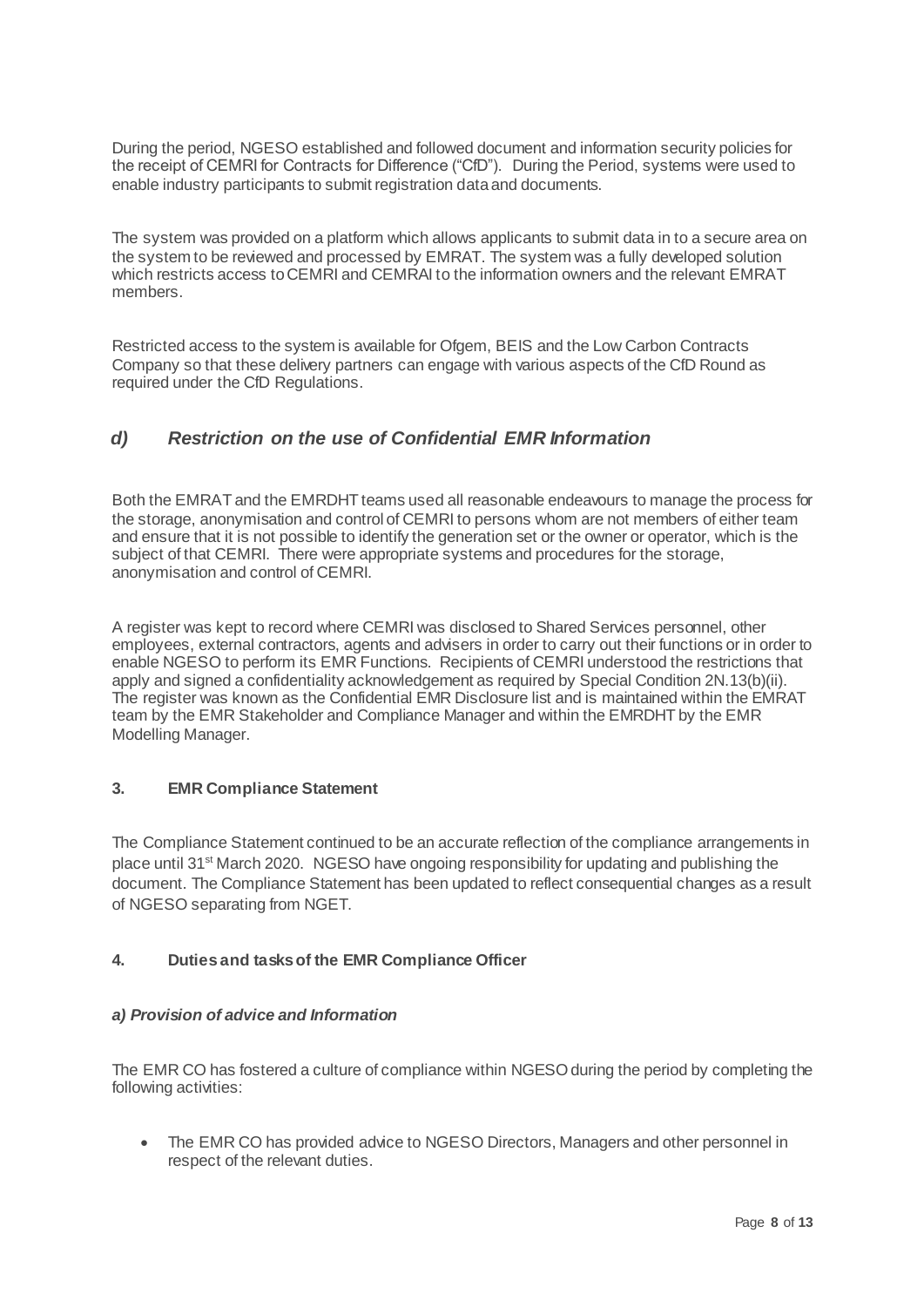During the period, NGESO established and followed document and information security policies for the receipt of CEMRI for Contracts for Difference ("CfD"). During the Period, systems were used to enable industry participants to submit registration data and documents.

The system was provided on a platform which allows applicants to submit data in to a secure area on the system to be reviewed and processed by EMRAT. The system was a fully developed solution which restricts access to CEMRI and CEMRAI to the information owners and the relevant EMRAT members.

Restricted access to the system is available for Ofgem, BEIS and the Low Carbon Contracts Company so that these delivery partners can engage with various aspects of the CfD Round as required under the CfD Regulations.

## *d) Restriction on the use of Confidential EMR Information*

Both the EMRAT and the EMRDHT teams used all reasonable endeavours to manage the process for the storage, anonymisation and control of CEMRI to persons whom are not members of either team and ensure that it is not possible to identify the generation set or the owner or operator, which is the subject of that CEMRI. There were appropriate systems and procedures for the storage, anonymisation and control of CEMRI.

A register was kept to record where CEMRI was disclosed to Shared Services personnel, other employees, external contractors, agents and advisers in order to carry out their functions or in order to enable NGESO to perform its EMR Functions. Recipients of CEMRI understood the restrictions that apply and signed a confidentiality acknowledgement as required by Special Condition 2N.13(b)(ii). The register was known as the Confidential EMR Disclosure list and is maintained within the EMRAT team by the EMR Stakeholder and Compliance Manager and within the EMRDHT by the EMR Modelling Manager.

### 3. EMR Compliance Statement

The Compliance Statement continued to be an accurate reflection of the compliance arrangements in place until 31st March 2020. NGESO have ongoing responsibility for updating and publishing the document. The Compliance Statement has been updated to reflect consequential changes as a result of NGESO separating from NGET.

### 4. Duties and tasks of the EMR Compliance Officer

#### *a) Provision of advice and Information*

The EMR CO has fostered a culture of compliance within NGESO during the period by completing the following activities:

- The EMR CO has provided advice to NGESO Directors, Managers and other personnel in respect of the relevant duties.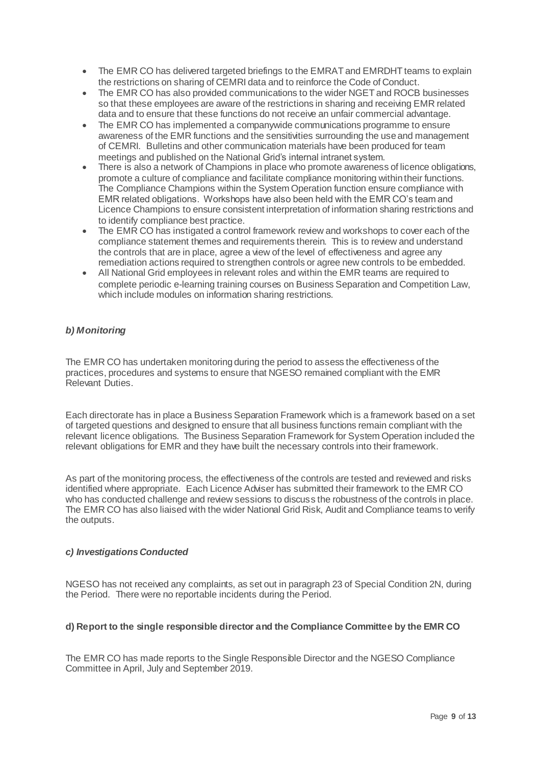- The EMR CO has delivered targeted briefings to the EMRAT and EMRDHT teams to explain the restrictions on sharing of CEMRI data and to reinforce the Code of Conduct.
- The EMR CO has also provided communications to the wider NGET and ROCB businesses so that these employees are aware of the restrictions in sharing and receiving EMR related data and to ensure that these functions do not receive an unfair commercial advantage.
- The EMR CO has implemented a companywide communications programme to ensure awareness of the EMR functions and the sensitivities surrounding the use and management of CEMRI. Bulletins and other communication materials have been produced for team meetings and published on the National Grid's internal intranet system.
- There is also a network of Champions in place who promote awareness of licence obligations, promote a culture of compliance and facilitate compliance monitoring within their functions. The Compliance Champions within the System Operation function ensure compliance with EMR related obligations. Workshops have also been held with the EMR CO's team and Licence Champions to ensure consistent interpretation of information sharing restrictions and to identify compliance best practice.
- The EMR CO has instigated a control framework review and workshops to cover each of the compliance statement themes and requirements therein. This is to review and understand the controls that are in place, agree a view of the level of effectiveness and agree any remediation actions required to strengthen controls or agree new controls to be embedded.
- All National Grid employees in relevant roles and within the EMR teams are required to complete periodic e-learning training courses on Business Separation and Competition Law, which include modules on information sharing restrictions.

### *b) Monitoring*

The EMR CO has undertaken monitoring during the period to assess the effectiveness of the practices, procedures and systems to ensure that NGESO remained compliant with the EMR Relevant Duties.

Each directorate has in place a Business Separation Framework which is a framework based on a set of targeted questions and designed to ensure that all business functions remain compliant with the relevant licence obligations. The Business Separation Framework for System Operation included the relevant obligations for EMR and they have built the necessary controls into their framework.

As part of the monitoring process, the effectiveness of the controls are tested and reviewed and risks identified where appropriate. Each Licence Adviser has submitted their framework to the EMR CO who has conducted challenge and review sessions to discuss the robustness of the controls in place. The EMR CO has also liaised with the wider National Grid Risk, Audit and Compliance teams to verify the outputs.

### *c) Investigations Conducted*

NGESO has not received any complaints, as set out in paragraph 23 of Special Condition 2N, during the Period. There were no reportable incidents during the Period.

### **d) Report to the single responsible director and the Compliance Committee by the EMR CO**

The EMR CO has made reports to the Single Responsible Director and the NGESO Compliance Committee in April, July and September 2019.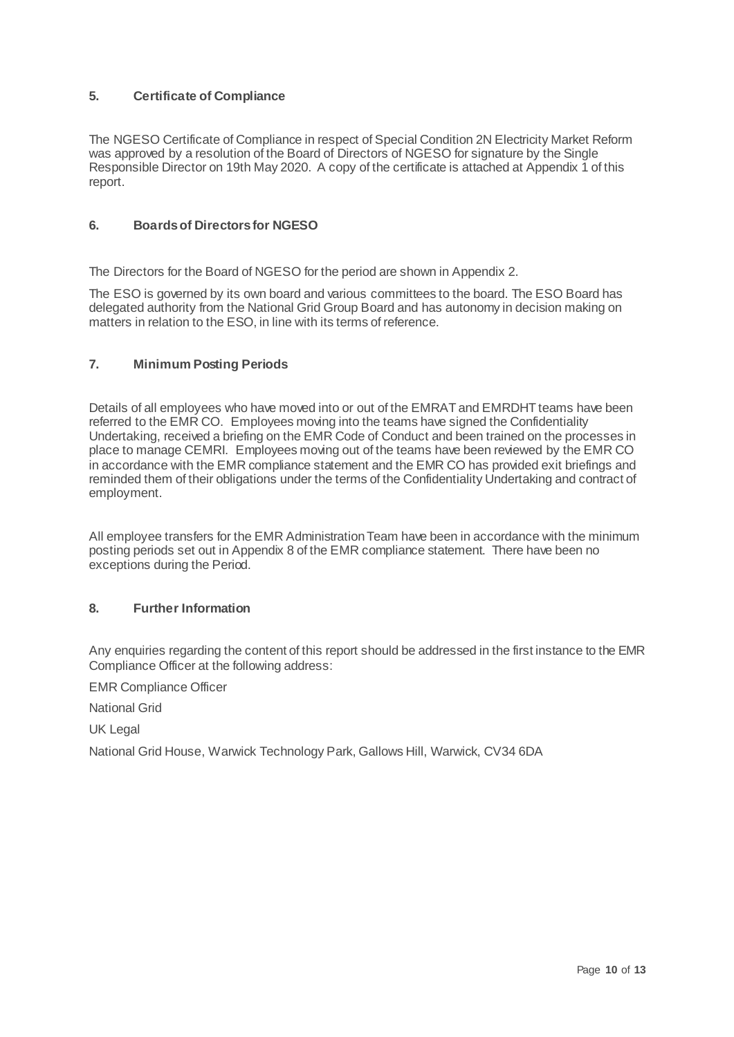## 5. Certificate of Compliance

The NGESO Certificate of Compliance in respect of Special Condition 2N Electricity Market Reform was approved by a resolution of the Board of Directors of NGESO for signature by the Single Responsible Director on 19th May 2020. A copy of the certificate is attached at Appendix 1 of this report.

## 6. Boards of Directors for NGESO

The Directors for the Board of NGESO for the period are shown in Appendix 2.

The ESO is governed by its own board and various committees to the board. The ESO Board has delegated authority from the National Grid Group Board and has autonomy in decision making on matters in relation to the ESO, in line with its terms of reference.

## 7. Minimum Posting Periods

Details of all employees who have moved into or out of the EMRAT and EMRDHT teams have been referred to the EMR CO. Employees moving into the teams have signed the Confidentiality Undertaking, received a briefing on the EMR Code of Conduct and been trained on the processes in place to manage CEMRI. Employees moving out of the teams have been reviewed by the EMR CO in accordance with the EMR compliance statement and the EMR CO has provided exit briefings and reminded them of their obligations under the terms of the Confidentiality Undertaking and contract of employment.

All employee transfers for the EMR Administration Team have been in accordance with the minimum posting periods set out in Appendix 8 of the EMR compliance statement. There have been no exceptions during the Period.

## 8. Further Information

Any enquiries regarding the content of this report should be addressed in the first instance to the EMR Compliance Officer at the following address:

EMR Compliance Officer

National Grid

UK Legal

National Grid House, Warwick Technology Park, Gallows Hill, Warwick, CV34 6DA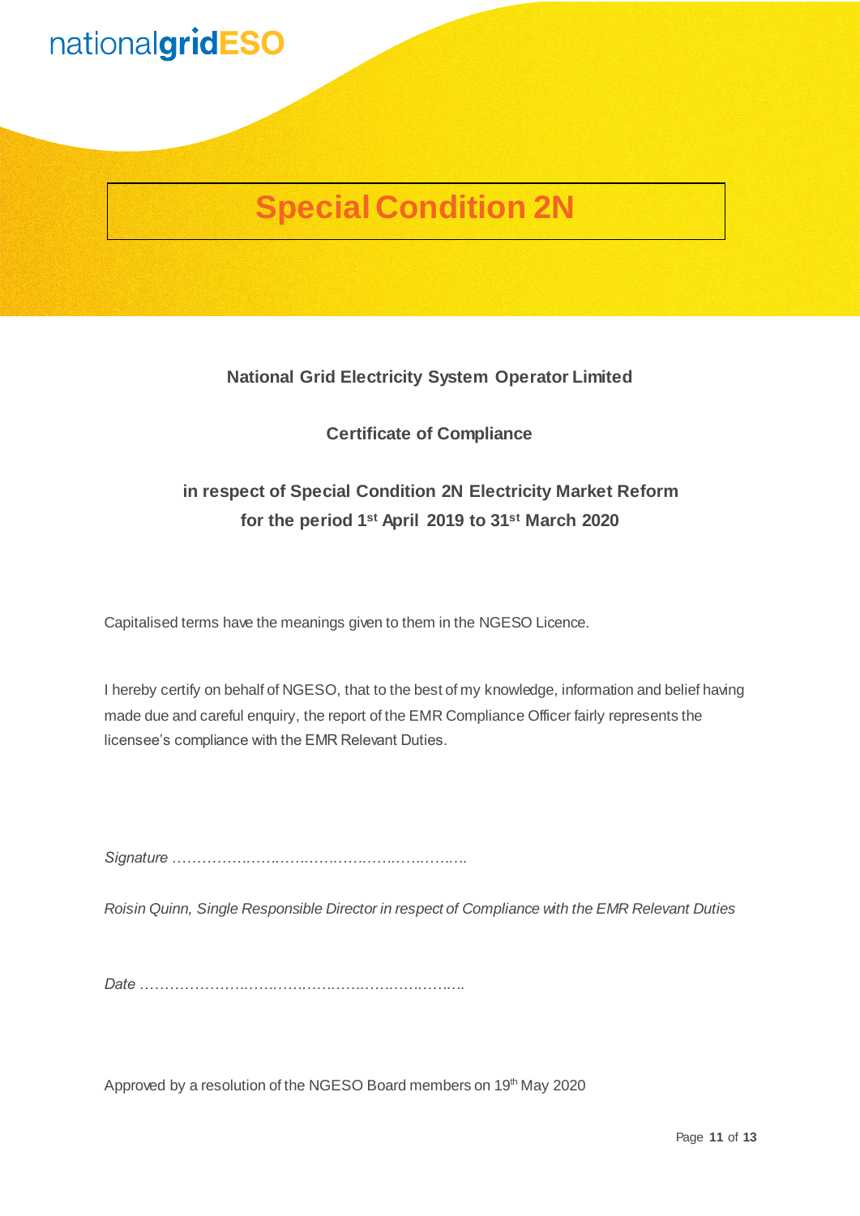nationalgridESO

# Special Condition 2N

**National Grid Electricity System Operator Limited**

**Certificate of Compliance**

**in respect of Special Condition 2N Electricity Market Reform for the period 1st April 2019 to 31st March 2020**

Capitalised terms have the meanings given to them in the NGESO Licence.

I hereby certify on behalf of NGESO, that to the best of my knowledge, information and belief having made due and careful enquiry, the report of the EMR Compliance Officer fairly represents the licensee's compliance with the EMR Relevant Duties.

*Signature ………………………………………………………*

*Roisin Quinn, Single Responsible Director in respect of Compliance with the EMR Relevant Duties*

*Date …………………………………………………………*

Approved by a resolution of the NGESO Board members on 19th May 2020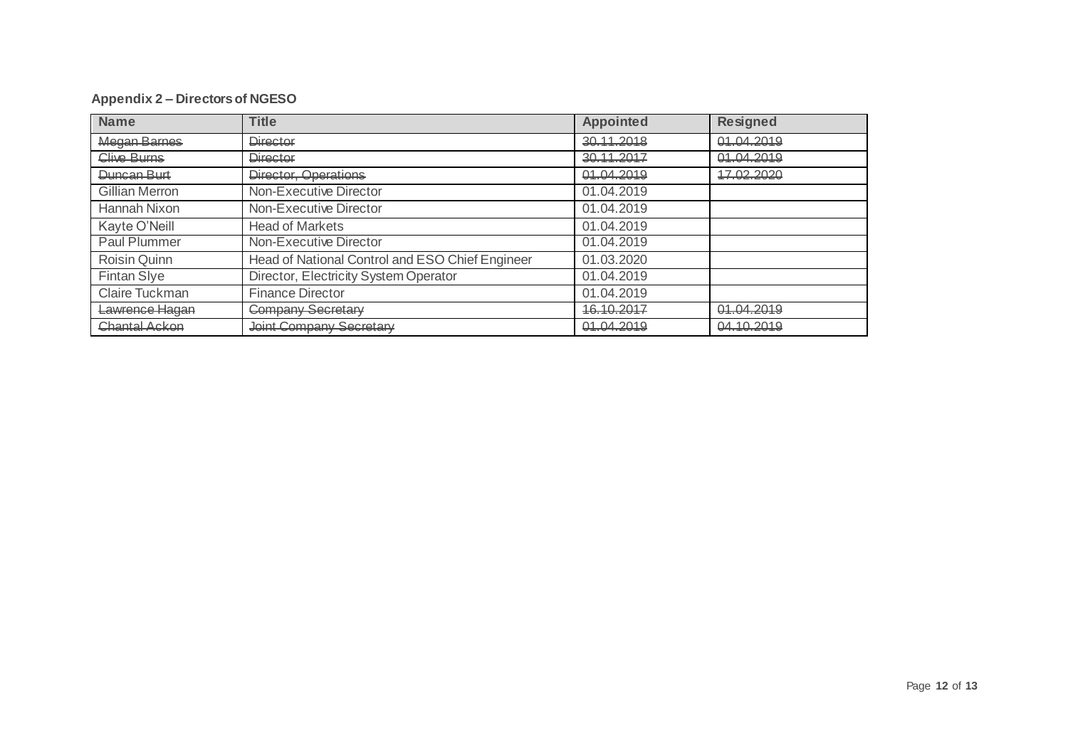**Appendix 2 – Directors of NGESO**

| Name | Title | Appointed | Resigned |
|---|---|---|---|
| ~~Megan Barnes~~ | ~~Director~~ | ~~30.11.2018~~ | ~~01.04.2019~~ |
| ~~Clive Burns~~ | ~~Director~~ | ~~30.11.2017~~ | ~~01.04.2019~~ |
| ~~Duncan Burt~~ | ~~Director, Operations~~ | ~~01.04.2019~~ | ~~17.02.2020~~ |
| Gillian Merron | Non-Executive Director | 01.04.2019 | |
| Hannah Nixon | Non-Executive Director | 01.04.2019 | |
| Kayte O'Neill | Head of Markets | 01.04.2019 | |
| Paul Plummer | Non-Executive Director | 01.04.2019 | |
| Roisin Quinn | Head of National Control and ESO Chief Engineer | 01.03.2020 | |
| Fintan Slye | Director, Electricity System Operator | 01.04.2019 | |
| Claire Tuckman | Finance Director | 01.04.2019 | |
| ~~Lawrence Hagan~~ | ~~Company Secretary~~ | ~~16.10.2017~~ | ~~01.04.2019~~ |
| ~~Chantal Ackon~~ | ~~Joint Company Secretary~~ | ~~01.04.2019~~ | ~~04.10.2019~~ |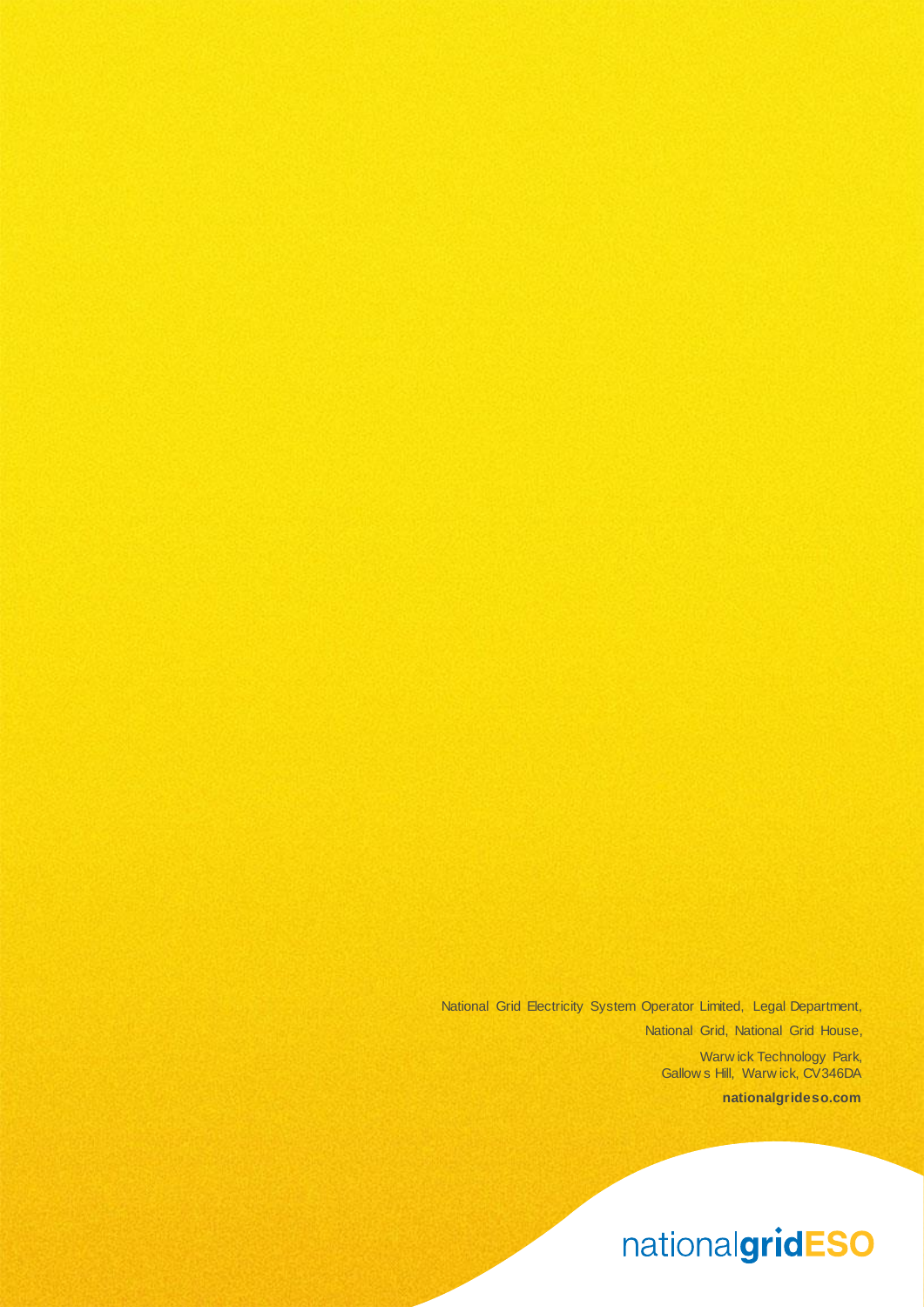National Grid Electricity System Operator Limited, Legal Department,

National Grid, National Grid House,

Warwick Technology Park,
Gallows Hill, Warwick, CV346DA

**nationalgrideso.com**

nationalgridESO